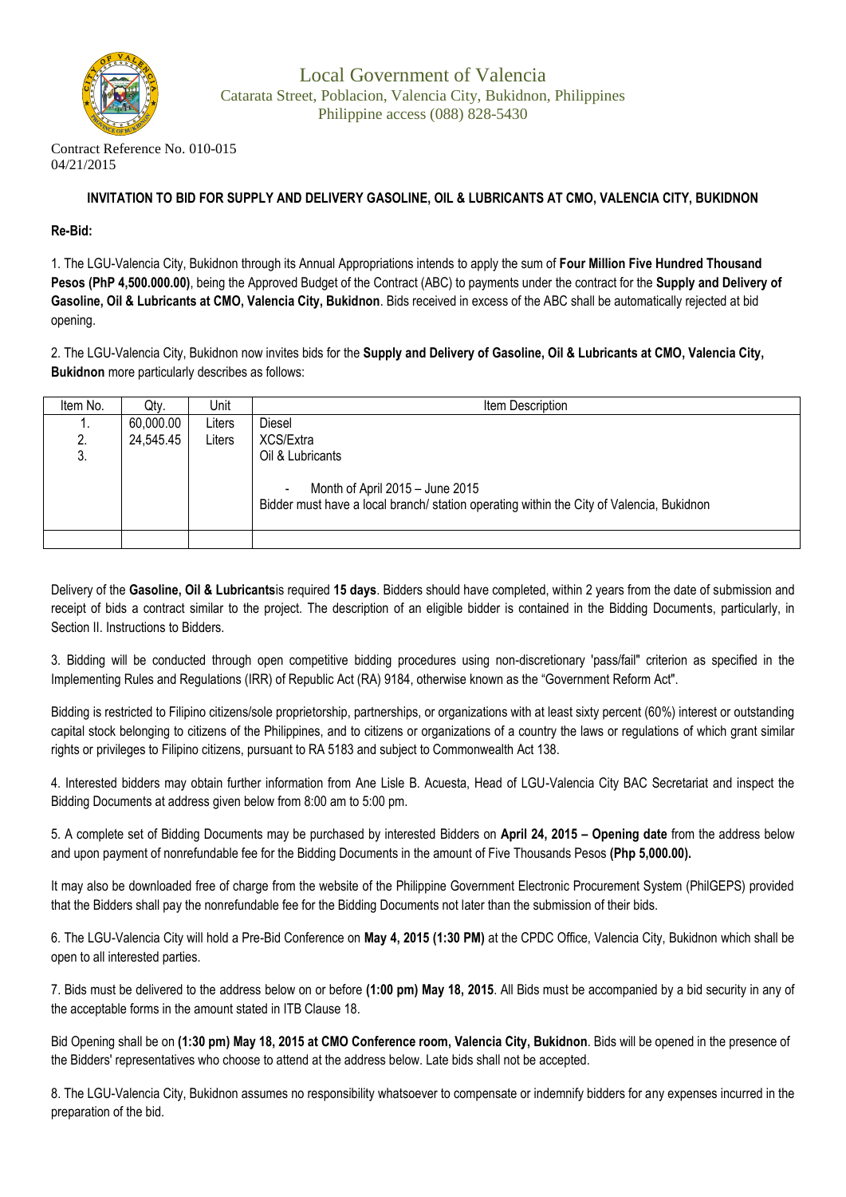# Local Government of Valencia

Catarata Street, Poblacion, Valencia City, Bukidnon, Philippines
Philippine access (088) 828-5430

Contract Reference No. 010-015
04/21/2015

## INVITATION TO BID FOR SUPPLY AND DELIVERY GASOLINE, OIL & LUBRICANTS AT CMO, VALENCIA CITY, BUKIDNON

**Re-Bid:**

1. The LGU-Valencia City, Bukidnon through its Annual Appropriations intends to apply the sum of **Four Million Five Hundred Thousand Pesos (PhP 4,500.000.00)**, being the Approved Budget of the Contract (ABC) to payments under the contract for the **Supply and Delivery of Gasoline, Oil & Lubricants at CMO, Valencia City, Bukidnon**. Bids received in excess of the ABC shall be automatically rejected at bid opening.

2. The LGU-Valencia City, Bukidnon now invites bids for the **Supply and Delivery of Gasoline, Oil & Lubricants at CMO, Valencia City, Bukidnon** more particularly describes as follows:

| Item No. | Qty. | Unit | Item Description |
|---|---|---|---|
| 1. | 60,000.00 | Liters | Diesel |
| 2. | 24,545.45 | Liters | XCS/Extra |
| 3. | | | Oil & Lubricants |
| | | | - Month of April 2015 – June 2015 |
| | | | Bidder must have a local branch/ station operating within the City of Valencia, Bukidnon |
| | | | |

Delivery of the **Gasoline, Oil & Lubricants**is required **15 days**. Bidders should have completed, within 2 years from the date of submission and receipt of bids a contract similar to the project. The description of an eligible bidder is contained in the Bidding Documents, particularly, in Section II. Instructions to Bidders.

3. Bidding will be conducted through open competitive bidding procedures using non-discretionary 'pass/fail" criterion as specified in the Implementing Rules and Regulations (IRR) of Republic Act (RA) 9184, otherwise known as the "Government Reform Act".

Bidding is restricted to Filipino citizens/sole proprietorship, partnerships, or organizations with at least sixty percent (60%) interest or outstanding capital stock belonging to citizens of the Philippines, and to citizens or organizations of a country the laws or regulations of which grant similar rights or privileges to Filipino citizens, pursuant to RA 5183 and subject to Commonwealth Act 138.

4. Interested bidders may obtain further information from Ane Lisle B. Acuesta, Head of LGU-Valencia City BAC Secretariat and inspect the Bidding Documents at address given below from 8:00 am to 5:00 pm.

5. A complete set of Bidding Documents may be purchased by interested Bidders on **April 24, 2015 – Opening date** from the address below and upon payment of nonrefundable fee for the Bidding Documents in the amount of Five Thousands Pesos **(Php 5,000.00).**

It may also be downloaded free of charge from the website of the Philippine Government Electronic Procurement System (PhilGEPS) provided that the Bidders shall pay the nonrefundable fee for the Bidding Documents not later than the submission of their bids.

6. The LGU-Valencia City will hold a Pre-Bid Conference on **May 4, 2015 (1:30 PM)** at the CPDC Office, Valencia City, Bukidnon which shall be open to all interested parties.

7. Bids must be delivered to the address below on or before **(1:00 pm) May 18, 2015**. All Bids must be accompanied by a bid security in any of the acceptable forms in the amount stated in ITB Clause 18.

Bid Opening shall be on **(1:30 pm) May 18, 2015 at CMO Conference room, Valencia City, Bukidnon**. Bids will be opened in the presence of the Bidders' representatives who choose to attend at the address below. Late bids shall not be accepted.

8. The LGU-Valencia City, Bukidnon assumes no responsibility whatsoever to compensate or indemnify bidders for any expenses incurred in the preparation of the bid.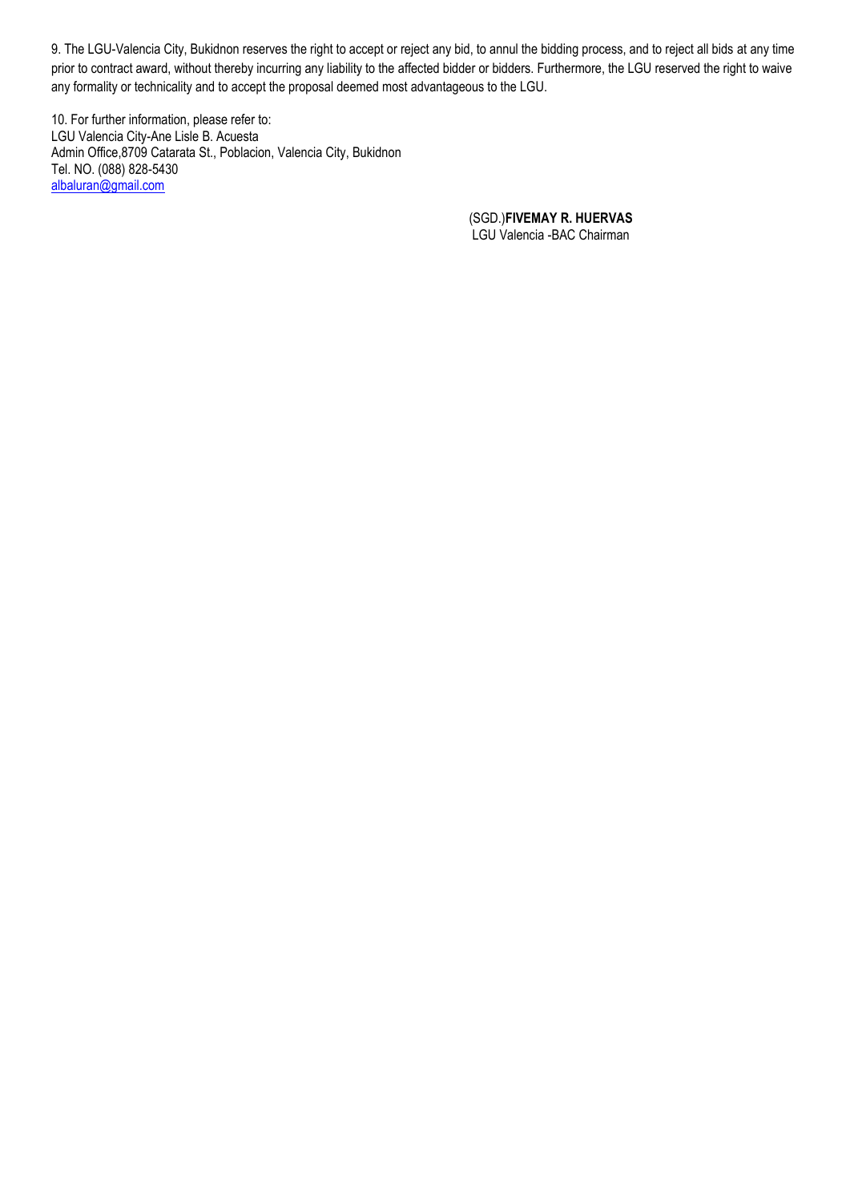9. The LGU-Valencia City, Bukidnon reserves the right to accept or reject any bid, to annul the bidding process, and to reject all bids at any time prior to contract award, without thereby incurring any liability to the affected bidder or bidders. Furthermore, the LGU reserved the right to waive any formality or technicality and to accept the proposal deemed most advantageous to the LGU.

10. For further information, please refer to:
LGU Valencia City-Ane Lisle B. Acuesta
Admin Office,8709 Catarata St., Poblacion, Valencia City, Bukidnon
Tel. NO. (088) 828-5430
albaluran@gmail.com

(SGD.)**FIVEMAY R. HUERVAS**
LGU Valencia -BAC Chairman